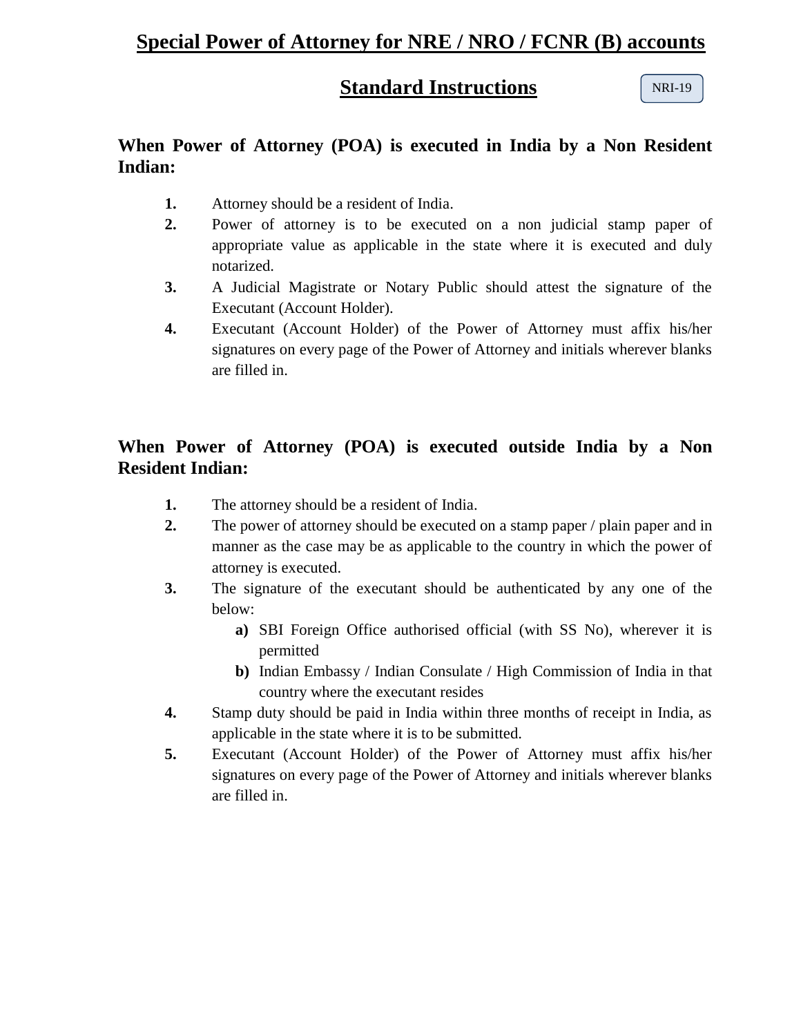# Special Power of Attorney for NRE / NRO / FCNR (B) accounts

## Standard Instructions

NRI-19

### When Power of Attorney (POA) is executed in India by a Non Resident Indian:

1. Attorney should be a resident of India.
2. Power of attorney is to be executed on a non judicial stamp paper of appropriate value as applicable in the state where it is executed and duly notarized.
3. A Judicial Magistrate or Notary Public should attest the signature of the Executant (Account Holder).
4. Executant (Account Holder) of the Power of Attorney must affix his/her signatures on every page of the Power of Attorney and initials wherever blanks are filled in.

### When Power of Attorney (POA) is executed outside India by a Non Resident Indian:

1. The attorney should be a resident of India.
2. The power of attorney should be executed on a stamp paper / plain paper and in manner as the case may be as applicable to the country in which the power of attorney is executed.
3. The signature of the executant should be authenticated by any one of the below:
   - **a)** SBI Foreign Office authorised official (with SS No), wherever it is permitted
   - **b)** Indian Embassy / Indian Consulate / High Commission of India in that country where the executant resides
4. Stamp duty should be paid in India within three months of receipt in India, as applicable in the state where it is to be submitted.
5. Executant (Account Holder) of the Power of Attorney must affix his/her signatures on every page of the Power of Attorney and initials wherever blanks are filled in.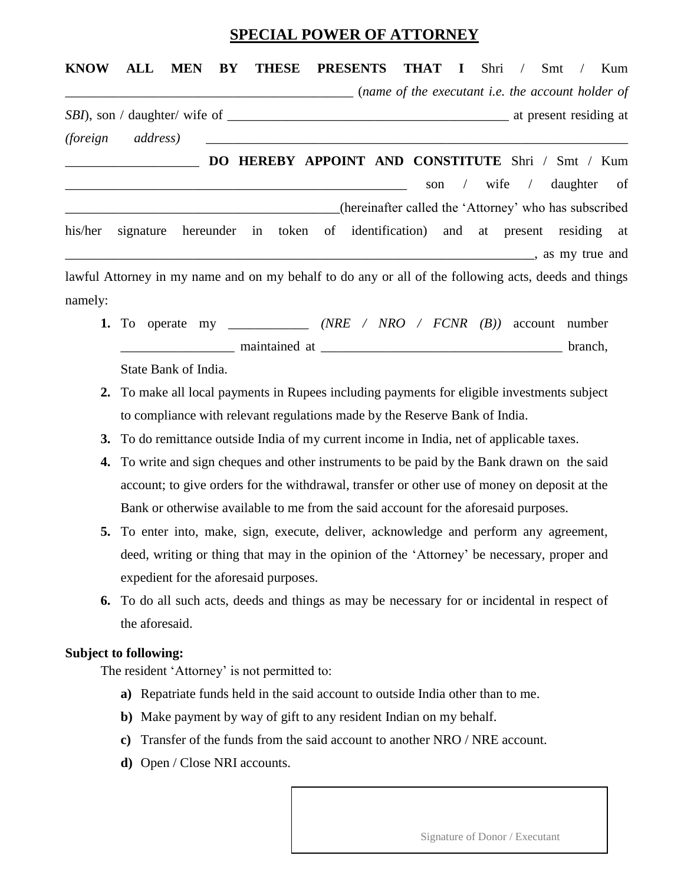# SPECIAL POWER OF ATTORNEY

**KNOW ALL MEN BY THESE PRESENTS THAT I** Shri / Smt / Kum __________________________________________ (*name of the executant i.e. the account holder of SBI*), son / daughter/ wife of __________________________________________ at present residing at *(foreign address)* ____________________________________________________________ ____________________ **DO HEREBY APPOINT AND CONSTITUTE** Shri / Smt / Kum ____________________________________________________ son / wife / daughter of __________________________________________(hereinafter called the 'Attorney' who has subscribed his/her signature hereunder in token of identification) and at present residing at ______________________________________________________________________, as my true and lawful Attorney in my name and on my behalf to do any or all of the following acts, deeds and things namely:

1. To operate my ____________ *(NRE / NRO / FCNR (B))* account number _________________ maintained at ____________________________________ branch, State Bank of India.
2. To make all local payments in Rupees including payments for eligible investments subject to compliance with relevant regulations made by the Reserve Bank of India.
3. To do remittance outside India of my current income in India, net of applicable taxes.
4. To write and sign cheques and other instruments to be paid by the Bank drawn on the said account; to give orders for the withdrawal, transfer or other use of money on deposit at the Bank or otherwise available to me from the said account for the aforesaid purposes.
5. To enter into, make, sign, execute, deliver, acknowledge and perform any agreement, deed, writing or thing that may in the opinion of the 'Attorney' be necessary, proper and expedient for the aforesaid purposes.
6. To do all such acts, deeds and things as may be necessary for or incidental in respect of the aforesaid.

**Subject to following:**

The resident 'Attorney' is not permitted to:

- **a)** Repatriate funds held in the said account to outside India other than to me.
- **b)** Make payment by way of gift to any resident Indian on my behalf.
- **c)** Transfer of the funds from the said account to another NRO / NRE account.
- **d)** Open / Close NRI accounts.

Signature of Donor / Executant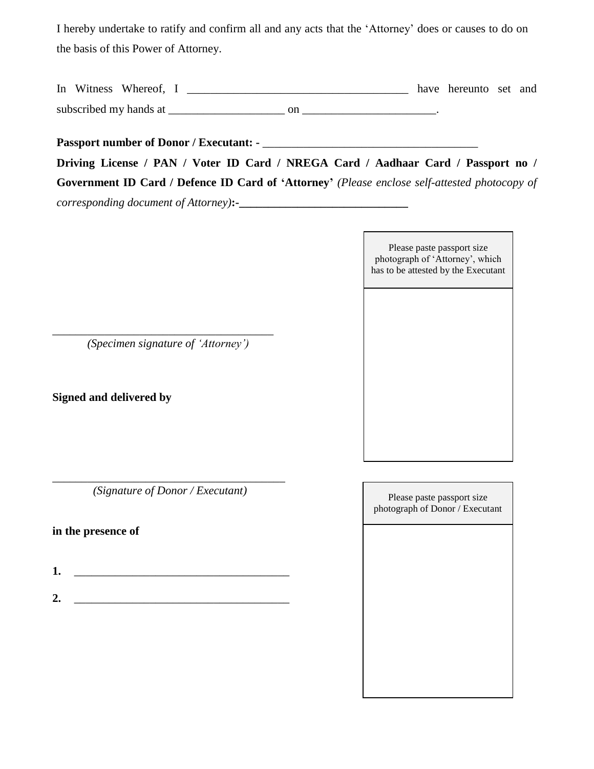I hereby undertake to ratify and confirm all and any acts that the 'Attorney' does or causes to do on the basis of this Power of Attorney.

In Witness Whereof, I ______________________________________ have hereunto set and subscribed my hands at ____________________ on ______________________.

**Passport number of Donor / Executant: -** ______________________________________

**Driving License / PAN / Voter ID Card / NREGA Card / Aadhaar Card / Passport no / Government ID Card / Defence ID Card of 'Attorney'** *(Please enclose self-attested photocopy of corresponding document of Attorney)*:-______________________________

Please paste passport size photograph of 'Attorney', which has to be attested by the Executant

______________________________________
*(Specimen signature of 'Attorney')*

**Signed and delivered by**

________________________________________
*(Signature of Donor / Executant)*

Please paste passport size photograph of Donor / Executant

**in the presence of**

**1.** ______________________________________

**2.** ______________________________________